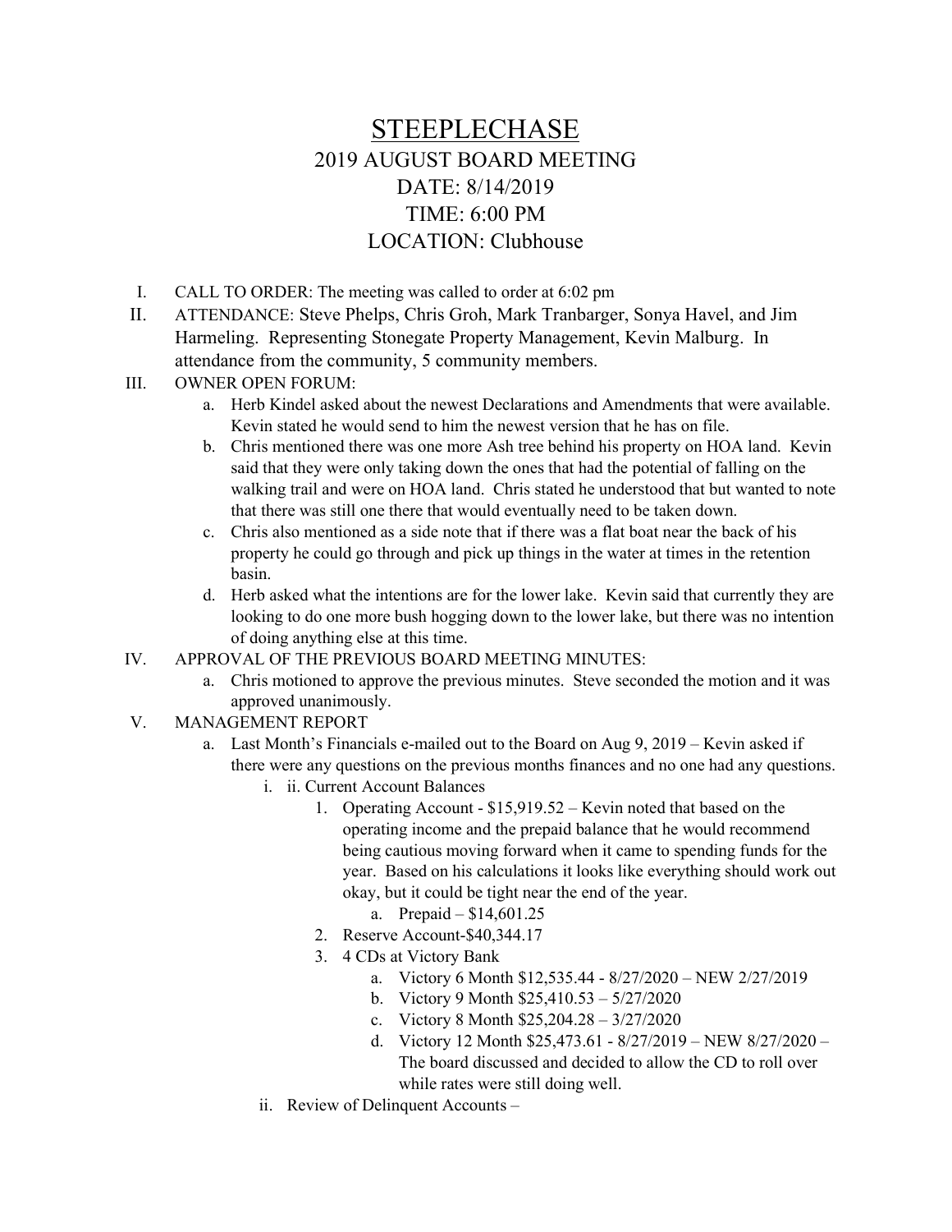# STEEPLECHASE

## 2019 AUGUST BOARD MEETING

## DATE: 8/14/2019

## TIME: 6:00 PM

## LOCATION: Clubhouse

I. CALL TO ORDER: The meeting was called to order at 6:02 pm

II. ATTENDANCE: Steve Phelps, Chris Groh, Mark Tranbarger, Sonya Havel, and Jim Harmeling. Representing Stonegate Property Management, Kevin Malburg. In attendance from the community, 5 community members.

III. OWNER OPEN FORUM:

   a. Herb Kindel asked about the newest Declarations and Amendments that were available. Kevin stated he would send to him the newest version that he has on file.

   b. Chris mentioned there was one more Ash tree behind his property on HOA land. Kevin said that they were only taking down the ones that had the potential of falling on the walking trail and were on HOA land. Chris stated he understood that but wanted to note that there was still one there that would eventually need to be taken down.

   c. Chris also mentioned as a side note that if there was a flat boat near the back of his property he could go through and pick up things in the water at times in the retention basin.

   d. Herb asked what the intentions are for the lower lake. Kevin said that currently they are looking to do one more bush hogging down to the lower lake, but there was no intention of doing anything else at this time.

IV. APPROVAL OF THE PREVIOUS BOARD MEETING MINUTES:

   a. Chris motioned to approve the previous minutes. Steve seconded the motion and it was approved unanimously.

V. MANAGEMENT REPORT

   a. Last Month's Financials e-mailed out to the Board on Aug 9, 2019 – Kevin asked if there were any questions on the previous months finances and no one had any questions.

      i. ii. Current Account Balances

         1. Operating Account - $15,919.52 – Kevin noted that based on the operating income and the prepaid balance that he would recommend being cautious moving forward when it came to spending funds for the year. Based on his calculations it looks like everything should work out okay, but it could be tight near the end of the year.

            a. Prepaid – $14,601.25

         2. Reserve Account-$40,344.17

         3. 4 CDs at Victory Bank

            a. Victory 6 Month $12,535.44 - 8/27/2020 – NEW 2/27/2019

            b. Victory 9 Month $25,410.53 – 5/27/2020

            c. Victory 8 Month $25,204.28 – 3/27/2020

            d. Victory 12 Month $25,473.61 - 8/27/2019 – NEW 8/27/2020 – The board discussed and decided to allow the CD to roll over while rates were still doing well.

      ii. Review of Delinquent Accounts –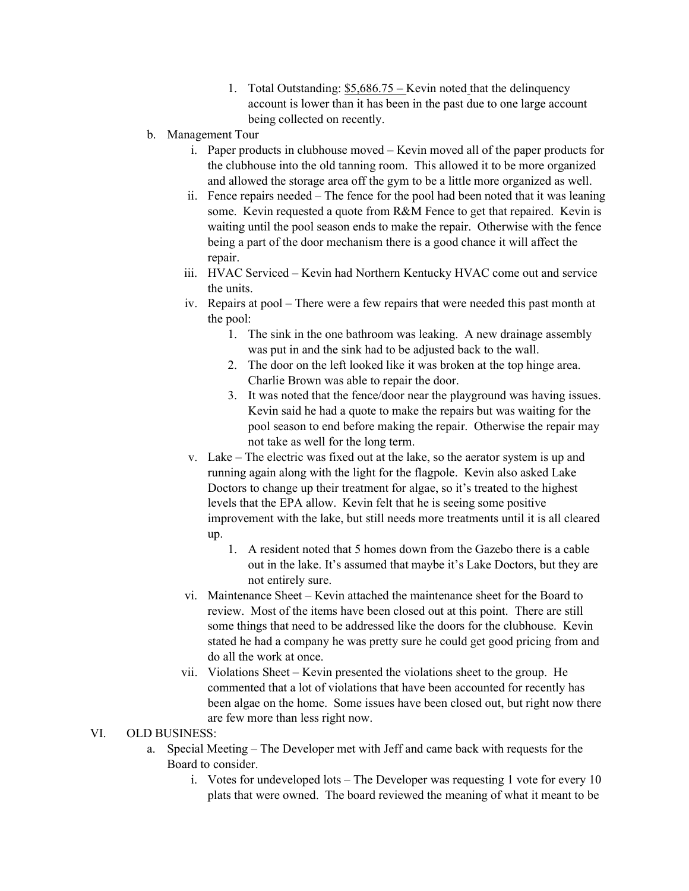1. Total Outstanding: $5,686.75 – Kevin noted that the delinquency account is lower than it has been in the past due to one large account being collected on recently.

b. Management Tour

   i. Paper products in clubhouse moved – Kevin moved all of the paper products for the clubhouse into the old tanning room. This allowed it to be more organized and allowed the storage area off the gym to be a little more organized as well.

   ii. Fence repairs needed – The fence for the pool had been noted that it was leaning some. Kevin requested a quote from R&M Fence to get that repaired. Kevin is waiting until the pool season ends to make the repair. Otherwise with the fence being a part of the door mechanism there is a good chance it will affect the repair.

   iii. HVAC Serviced – Kevin had Northern Kentucky HVAC come out and service the units.

   iv. Repairs at pool – There were a few repairs that were needed this past month at the pool:

      1. The sink in the one bathroom was leaking. A new drainage assembly was put in and the sink had to be adjusted back to the wall.
      2. The door on the left looked like it was broken at the top hinge area. Charlie Brown was able to repair the door.
      3. It was noted that the fence/door near the playground was having issues. Kevin said he had a quote to make the repairs but was waiting for the pool season to end before making the repair. Otherwise the repair may not take as well for the long term.

   v. Lake – The electric was fixed out at the lake, so the aerator system is up and running again along with the light for the flagpole. Kevin also asked Lake Doctors to change up their treatment for algae, so it's treated to the highest levels that the EPA allow. Kevin felt that he is seeing some positive improvement with the lake, but still needs more treatments until it is all cleared up.

      1. A resident noted that 5 homes down from the Gazebo there is a cable out in the lake. It's assumed that maybe it's Lake Doctors, but they are not entirely sure.

   vi. Maintenance Sheet – Kevin attached the maintenance sheet for the Board to review. Most of the items have been closed out at this point. There are still some things that need to be addressed like the doors for the clubhouse. Kevin stated he had a company he was pretty sure he could get good pricing from and do all the work at once.

   vii. Violations Sheet – Kevin presented the violations sheet to the group. He commented that a lot of violations that have been accounted for recently has been algae on the home. Some issues have been closed out, but right now there are few more than less right now.

VI. OLD BUSINESS:

a. Special Meeting – The Developer met with Jeff and came back with requests for the Board to consider.

   i. Votes for undeveloped lots – The Developer was requesting 1 vote for every 10 plats that were owned. The board reviewed the meaning of what it meant to be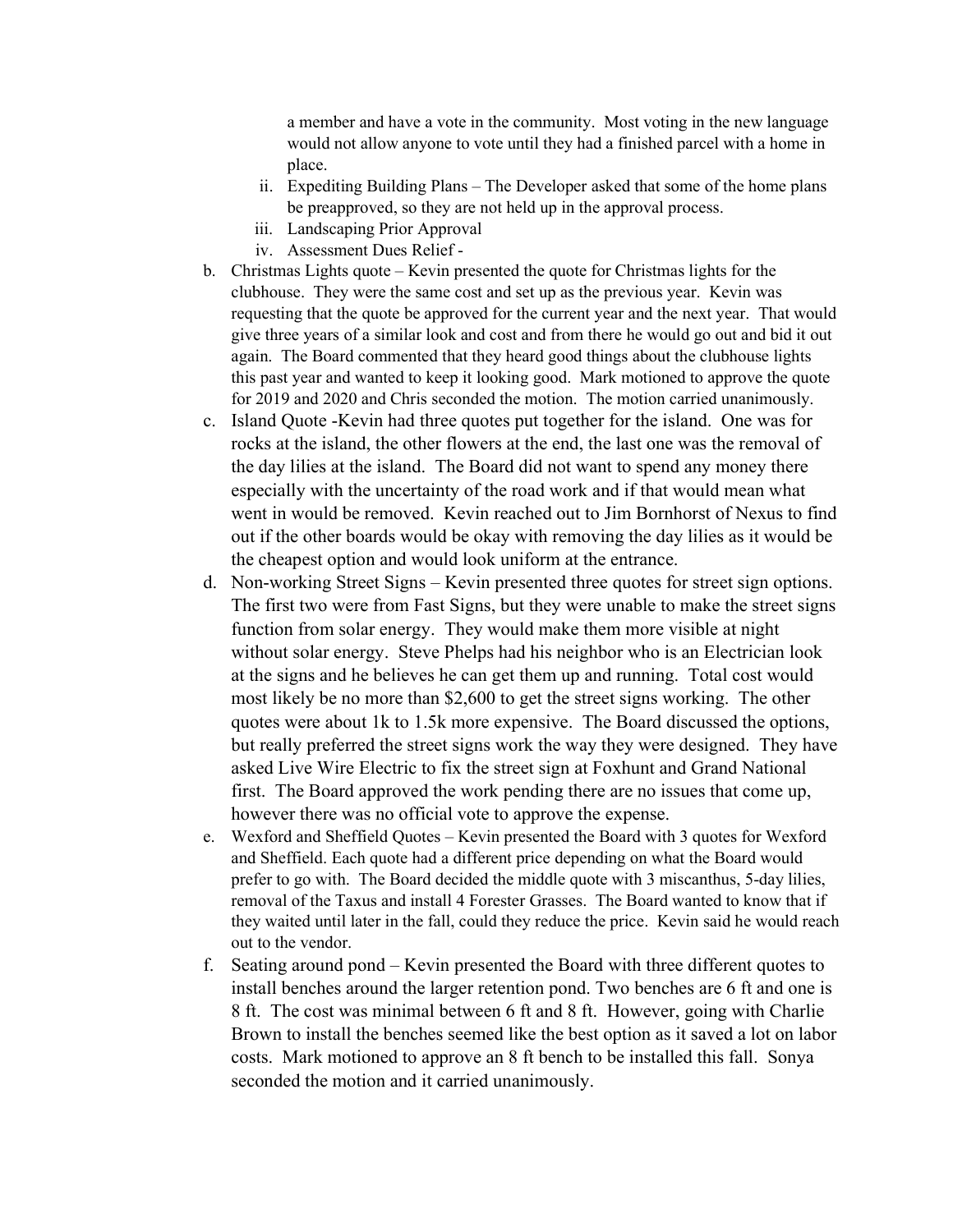a member and have a vote in the community. Most voting in the new language would not allow anyone to vote until they had a finished parcel with a home in place.

ii. Expediting Building Plans – The Developer asked that some of the home plans be preapproved, so they are not held up in the approval process.

iii. Landscaping Prior Approval

iv. Assessment Dues Relief -

b. Christmas Lights quote – Kevin presented the quote for Christmas lights for the clubhouse. They were the same cost and set up as the previous year. Kevin was requesting that the quote be approved for the current year and the next year. That would give three years of a similar look and cost and from there he would go out and bid it out again. The Board commented that they heard good things about the clubhouse lights this past year and wanted to keep it looking good. Mark motioned to approve the quote for 2019 and 2020 and Chris seconded the motion. The motion carried unanimously.

c. Island Quote -Kevin had three quotes put together for the island. One was for rocks at the island, the other flowers at the end, the last one was the removal of the day lilies at the island. The Board did not want to spend any money there especially with the uncertainty of the road work and if that would mean what went in would be removed. Kevin reached out to Jim Bornhorst of Nexus to find out if the other boards would be okay with removing the day lilies as it would be the cheapest option and would look uniform at the entrance.

d. Non-working Street Signs – Kevin presented three quotes for street sign options. The first two were from Fast Signs, but they were unable to make the street signs function from solar energy. They would make them more visible at night without solar energy. Steve Phelps had his neighbor who is an Electrician look at the signs and he believes he can get them up and running. Total cost would most likely be no more than $2,600 to get the street signs working. The other quotes were about 1k to 1.5k more expensive. The Board discussed the options, but really preferred the street signs work the way they were designed. They have asked Live Wire Electric to fix the street sign at Foxhunt and Grand National first. The Board approved the work pending there are no issues that come up, however there was no official vote to approve the expense.

e. Wexford and Sheffield Quotes – Kevin presented the Board with 3 quotes for Wexford and Sheffield. Each quote had a different price depending on what the Board would prefer to go with. The Board decided the middle quote with 3 miscanthus, 5-day lilies, removal of the Taxus and install 4 Forester Grasses. The Board wanted to know that if they waited until later in the fall, could they reduce the price. Kevin said he would reach out to the vendor.

f. Seating around pond – Kevin presented the Board with three different quotes to install benches around the larger retention pond. Two benches are 6 ft and one is 8 ft. The cost was minimal between 6 ft and 8 ft. However, going with Charlie Brown to install the benches seemed like the best option as it saved a lot on labor costs. Mark motioned to approve an 8 ft bench to be installed this fall. Sonya seconded the motion and it carried unanimously.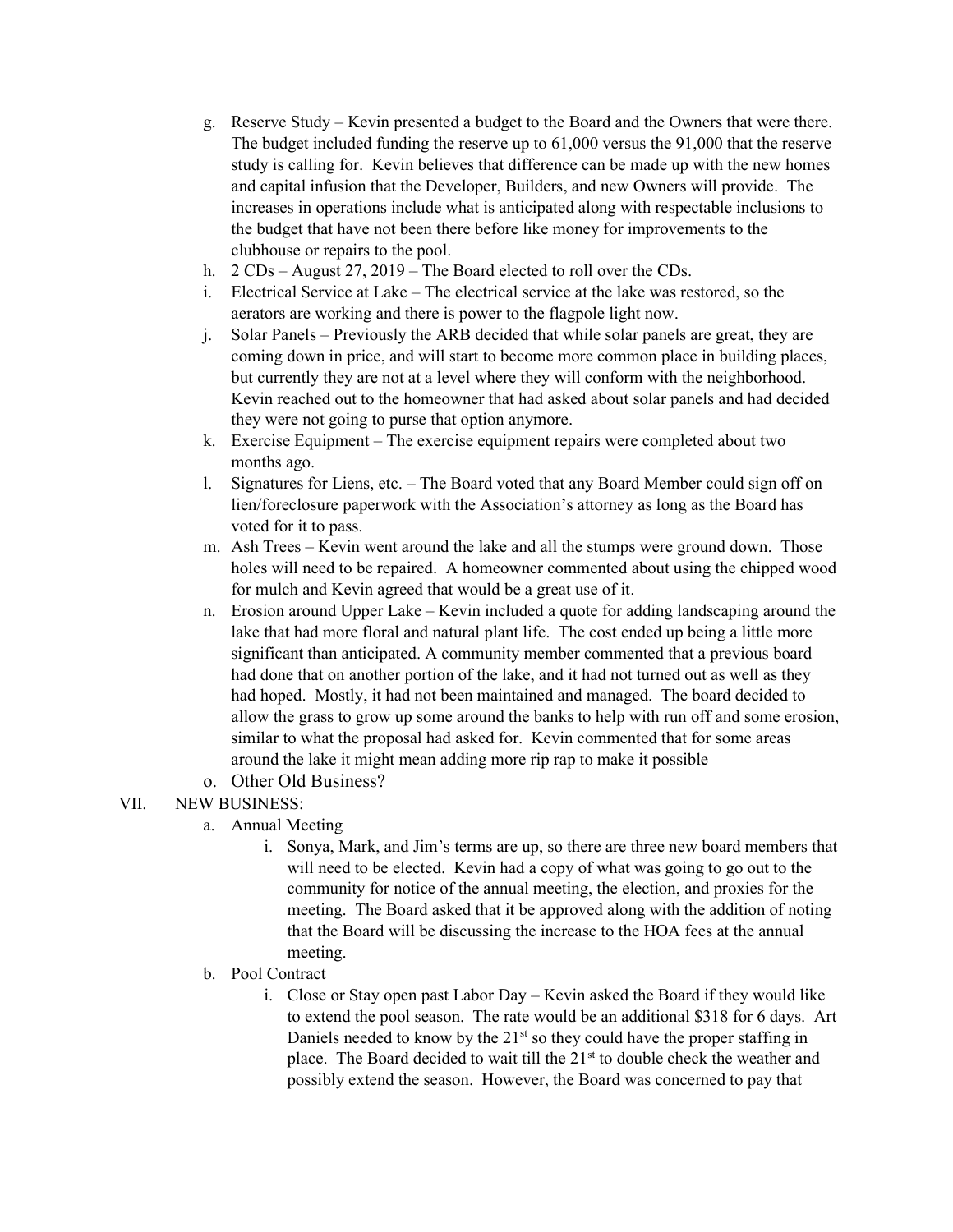g. Reserve Study – Kevin presented a budget to the Board and the Owners that were there. The budget included funding the reserve up to 61,000 versus the 91,000 that the reserve study is calling for. Kevin believes that difference can be made up with the new homes and capital infusion that the Developer, Builders, and new Owners will provide. The increases in operations include what is anticipated along with respectable inclusions to the budget that have not been there before like money for improvements to the clubhouse or repairs to the pool.

h. 2 CDs – August 27, 2019 – The Board elected to roll over the CDs.

i. Electrical Service at Lake – The electrical service at the lake was restored, so the aerators are working and there is power to the flagpole light now.

j. Solar Panels – Previously the ARB decided that while solar panels are great, they are coming down in price, and will start to become more common place in building places, but currently they are not at a level where they will conform with the neighborhood. Kevin reached out to the homeowner that had asked about solar panels and had decided they were not going to purse that option anymore.

k. Exercise Equipment – The exercise equipment repairs were completed about two months ago.

l. Signatures for Liens, etc. – The Board voted that any Board Member could sign off on lien/foreclosure paperwork with the Association's attorney as long as the Board has voted for it to pass.

m. Ash Trees – Kevin went around the lake and all the stumps were ground down. Those holes will need to be repaired. A homeowner commented about using the chipped wood for mulch and Kevin agreed that would be a great use of it.

n. Erosion around Upper Lake – Kevin included a quote for adding landscaping around the lake that had more floral and natural plant life. The cost ended up being a little more significant than anticipated. A community member commented that a previous board had done that on another portion of the lake, and it had not turned out as well as they had hoped. Mostly, it had not been maintained and managed. The board decided to allow the grass to grow up some around the banks to help with run off and some erosion, similar to what the proposal had asked for. Kevin commented that for some areas around the lake it might mean adding more rip rap to make it possible

o. Other Old Business?

VII. NEW BUSINESS:

a. Annual Meeting

i. Sonya, Mark, and Jim's terms are up, so there are three new board members that will need to be elected. Kevin had a copy of what was going to go out to the community for notice of the annual meeting, the election, and proxies for the meeting. The Board asked that it be approved along with the addition of noting that the Board will be discussing the increase to the HOA fees at the annual meeting.

b. Pool Contract

i. Close or Stay open past Labor Day – Kevin asked the Board if they would like to extend the pool season. The rate would be an additional $318 for 6 days. Art Daniels needed to know by the 21st so they could have the proper staffing in place. The Board decided to wait till the 21st to double check the weather and possibly extend the season. However, the Board was concerned to pay that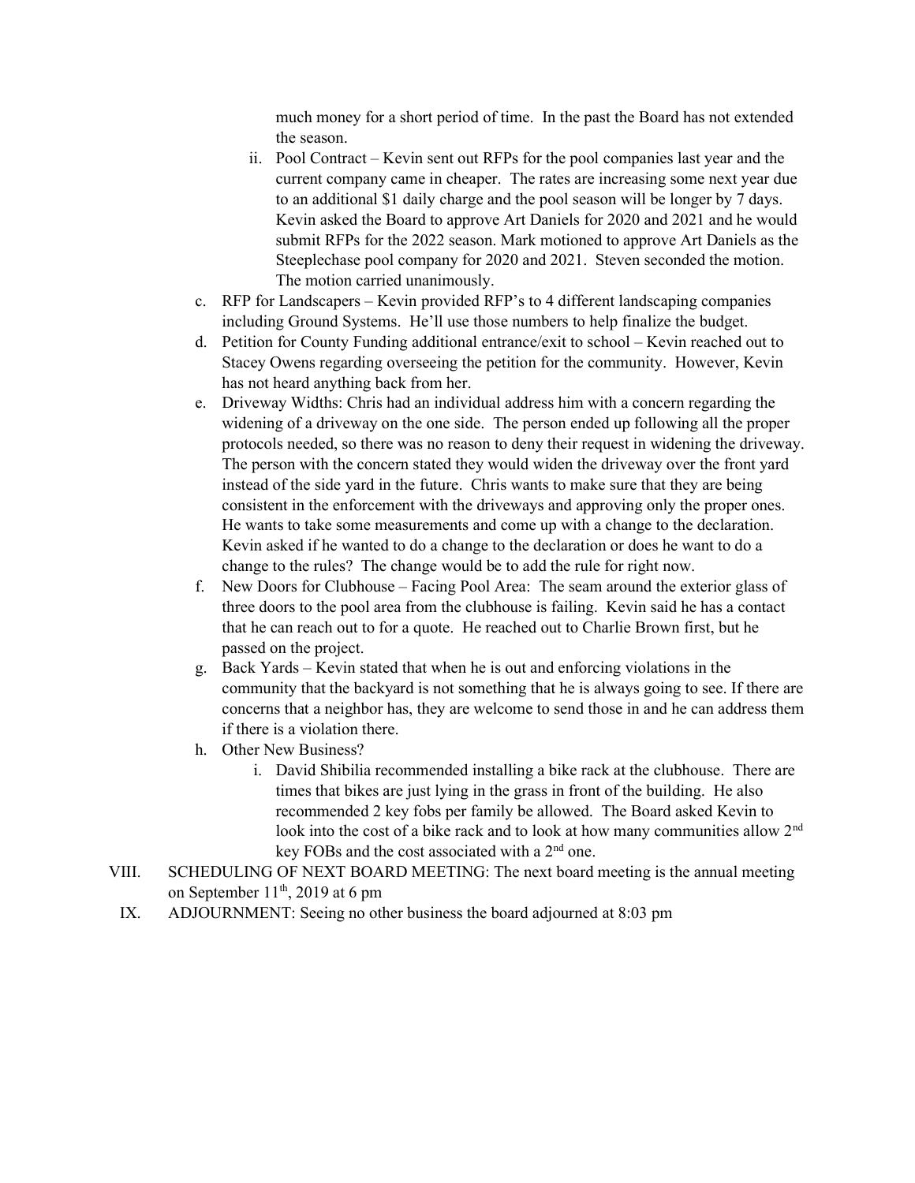much money for a short period of time. In the past the Board has not extended the season.

   ii. Pool Contract – Kevin sent out RFPs for the pool companies last year and the current company came in cheaper. The rates are increasing some next year due to an additional $1 daily charge and the pool season will be longer by 7 days. Kevin asked the Board to approve Art Daniels for 2020 and 2021 and he would submit RFPs for the 2022 season. Mark motioned to approve Art Daniels as the Steeplechase pool company for 2020 and 2021. Steven seconded the motion. The motion carried unanimously.

c. RFP for Landscapers – Kevin provided RFP's to 4 different landscaping companies including Ground Systems. He'll use those numbers to help finalize the budget.

d. Petition for County Funding additional entrance/exit to school – Kevin reached out to Stacey Owens regarding overseeing the petition for the community. However, Kevin has not heard anything back from her.

e. Driveway Widths: Chris had an individual address him with a concern regarding the widening of a driveway on the one side. The person ended up following all the proper protocols needed, so there was no reason to deny their request in widening the driveway. The person with the concern stated they would widen the driveway over the front yard instead of the side yard in the future. Chris wants to make sure that they are being consistent in the enforcement with the driveways and approving only the proper ones. He wants to take some measurements and come up with a change to the declaration. Kevin asked if he wanted to do a change to the declaration or does he want to do a change to the rules? The change would be to add the rule for right now.

f. New Doors for Clubhouse – Facing Pool Area: The seam around the exterior glass of three doors to the pool area from the clubhouse is failing. Kevin said he has a contact that he can reach out to for a quote. He reached out to Charlie Brown first, but he passed on the project.

g. Back Yards – Kevin stated that when he is out and enforcing violations in the community that the backyard is not something that he is always going to see. If there are concerns that a neighbor has, they are welcome to send those in and he can address them if there is a violation there.

h. Other New Business?

   i. David Shibilia recommended installing a bike rack at the clubhouse. There are times that bikes are just lying in the grass in front of the building. He also recommended 2 key fobs per family be allowed. The Board asked Kevin to look into the cost of a bike rack and to look at how many communities allow 2nd key FOBs and the cost associated with a 2nd one.

VIII. SCHEDULING OF NEXT BOARD MEETING: The next board meeting is the annual meeting on September 11th, 2019 at 6 pm

IX. ADJOURNMENT: Seeing no other business the board adjourned at 8:03 pm